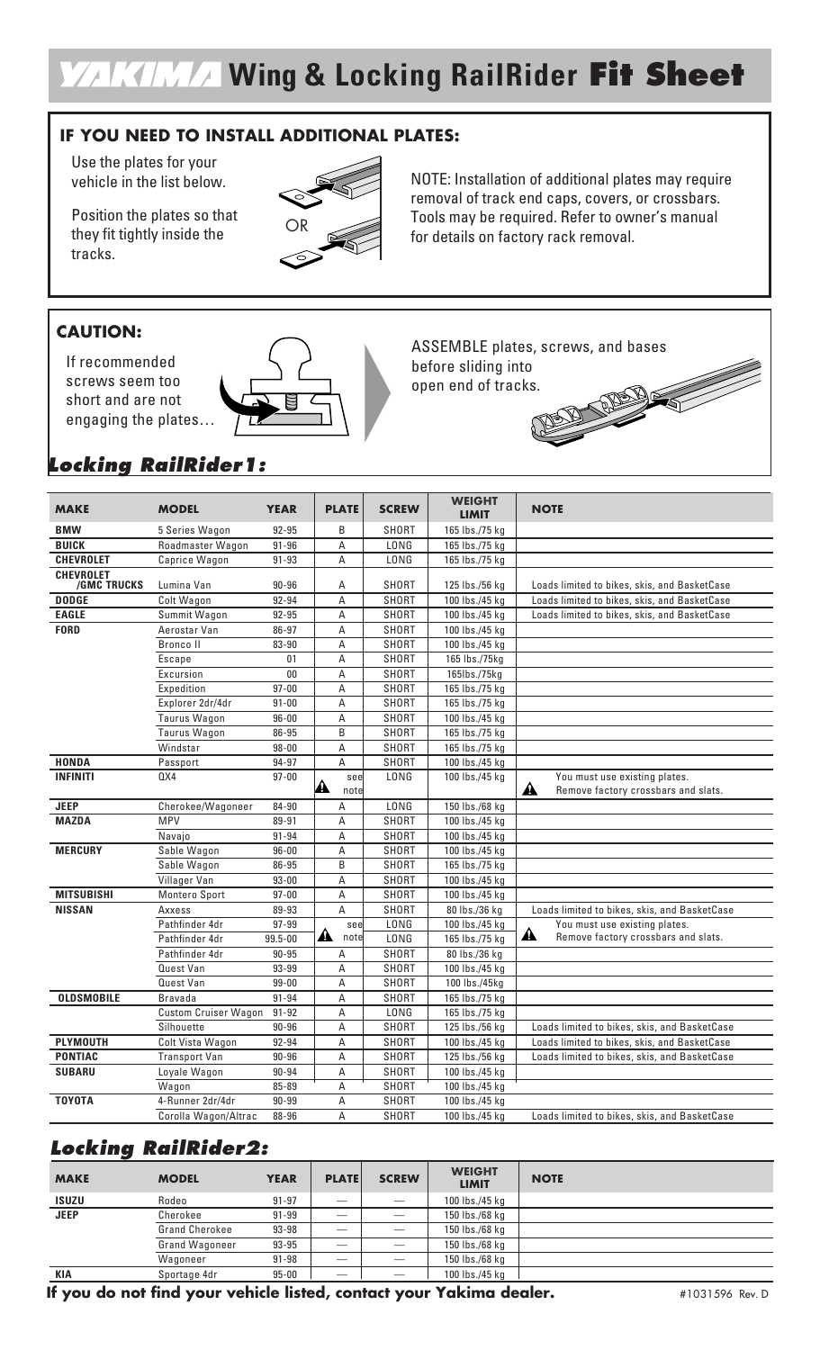# YAKIMA Wing & Locking RailRider **Fit Sheet**

## IF YOU NEED TO INSTALL ADDITIONAL PLATES:

Use the plates for your vehicle in the list below.

Position the plates so that they fit tightly inside the tracks.

OR

NOTE: Installation of additional plates may require removal of track end caps, covers, or crossbars. Tools may be required. Refer to owner's manual for details on factory rack removal.

## CAUTION:

If recommended screws seem too short and are not engaging the plates...

ASSEMBLE plates, screws, and bases before sliding into open end of tracks.

## *Locking RailRider1:*

| MAKE | MODEL | YEAR | PLATE | SCREW | WEIGHT LIMIT | NOTE |
|---|---|---|---|---|---|---|
| BMW | 5 Series Wagon | 92-95 | B | SHORT | 165 lbs./75 kg | |
| BUICK | Roadmaster Wagon | 91-96 | A | LONG | 165 lbs./75 kg | |
| CHEVROLET | Caprice Wagon | 91-93 | A | LONG | 165 lbs./75 kg | |
| CHEVROLET /GMC TRUCKS | Lumina Van | 90-96 | A | SHORT | 125 lbs./56 kg | Loads limited to bikes, skis, and BasketCase |
| DODGE | Colt Wagon | 92-94 | A | SHORT | 100 lbs./45 kg | Loads limited to bikes, skis, and BasketCase |
| EAGLE | Summit Wagon | 92-95 | A | SHORT | 100 lbs./45 kg | Loads limited to bikes, skis, and BasketCase |
| FORD | Aerostar Van | 86-97 | A | SHORT | 100 lbs./45 kg | |
| | Bronco II | 83-90 | A | SHORT | 100 lbs./45 kg | |
| | Escape | 01 | A | SHORT | 165 lbs./75kg | |
| | Excursion | 00 | A | SHORT | 165lbs./75kg | |
| | Expedition | 97-00 | A | SHORT | 165 lbs./75 kg | |
| | Explorer 2dr/4dr | 91-00 | A | SHORT | 165 lbs./75 kg | |
| | Taurus Wagon | 96-00 | A | SHORT | 100 lbs./45 kg | |
| | Taurus Wagon | 86-95 | B | SHORT | 165 lbs./75 kg | |
| | Windstar | 98-00 | A | SHORT | 165 lbs./75 kg | |
| HONDA | Passport | 94-97 | A | SHORT | 100 lbs./45 kg | |
| INFINITI | QX4 | 97-00 | ⚠ see note | LONG | 100 lbs./45 kg | ⚠ You must use existing plates. Remove factory crossbars and slats. |
| JEEP | Cherokee/Wagoneer | 84-90 | A | LONG | 150 lbs./68 kg | |
| MAZDA | MPV | 89-91 | A | SHORT | 100 lbs./45 kg | |
| | Navajo | 91-94 | A | SHORT | 100 lbs./45 kg | |
| MERCURY | Sable Wagon | 96-00 | A | SHORT | 100 lbs./45 kg | |
| | Sable Wagon | 86-95 | B | SHORT | 165 lbs./75 kg | |
| | Villager Van | 93-00 | A | SHORT | 100 lbs./45 kg | |
| MITSUBISHI | Montero Sport | 97-00 | A | SHORT | 100 lbs./45 kg | |
| NISSAN | Axxess | 89-93 | A | SHORT | 80 lbs./36 kg | Loads limited to bikes, skis, and BasketCase |
| | Pathfinder 4dr | 97-99 | ⚠ see note | LONG | 100 lbs./45 kg | ⚠ You must use existing plates. Remove factory crossbars and slats. |
| | Pathfinder 4dr | 99.5-00 | ⚠ see note | LONG | 165 lbs./75 kg | ⚠ You must use existing plates. Remove factory crossbars and slats. |
| | Pathfinder 4dr | 90-95 | A | SHORT | 80 lbs./36 kg | |
| | Quest Van | 93-99 | A | SHORT | 100 lbs./45 kg | |
| | Quest Van | 99-00 | A | SHORT | 100 lbs./45kg | |
| OLDSMOBILE | Bravada | 91-94 | A | SHORT | 165 lbs./75 kg | |
| | Custom Cruiser Wagon | 91-92 | A | LONG | 165 lbs./75 kg | |
| | Silhouette | 90-96 | A | SHORT | 125 lbs./56 kg | Loads limited to bikes, skis, and BasketCase |
| PLYMOUTH | Colt Vista Wagon | 92-94 | A | SHORT | 100 lbs./45 kg | Loads limited to bikes, skis, and BasketCase |
| PONTIAC | Transport Van | 90-96 | A | SHORT | 125 lbs./56 kg | Loads limited to bikes, skis, and BasketCase |
| SUBARU | Loyale Wagon | 90-94 | A | SHORT | 100 lbs./45 kg | |
| | Wagon | 85-89 | A | SHORT | 100 lbs./45 kg | |
| TOYOTA | 4-Runner 2dr/4dr | 90-99 | A | SHORT | 100 lbs./45 kg | |
| | Corolla Wagon/Altrac | 88-96 | A | SHORT | 100 lbs./45 kg | Loads limited to bikes, skis, and BasketCase |

## *Locking RailRider2:*

| MAKE | MODEL | YEAR | PLATE | SCREW | WEIGHT LIMIT | NOTE |
|---|---|---|---|---|---|---|
| ISUZU | Rodeo | 91-97 | — | — | 100 lbs./45 kg | |
| JEEP | Cherokee | 91-99 | — | — | 150 lbs./68 kg | |
| | Grand Cherokee | 93-98 | — | — | 150 lbs./68 kg | |
| | Grand Wagoneer | 93-95 | — | — | 150 lbs./68 kg | |
| | Wagoneer | 91-98 | — | — | 150 lbs./68 kg | |
| KIA | Sportage 4dr | 95-00 | — | — | 100 lbs./45 kg | |

**If you do not find your vehicle listed, contact your Yakima dealer.**

#1031596 Rev. D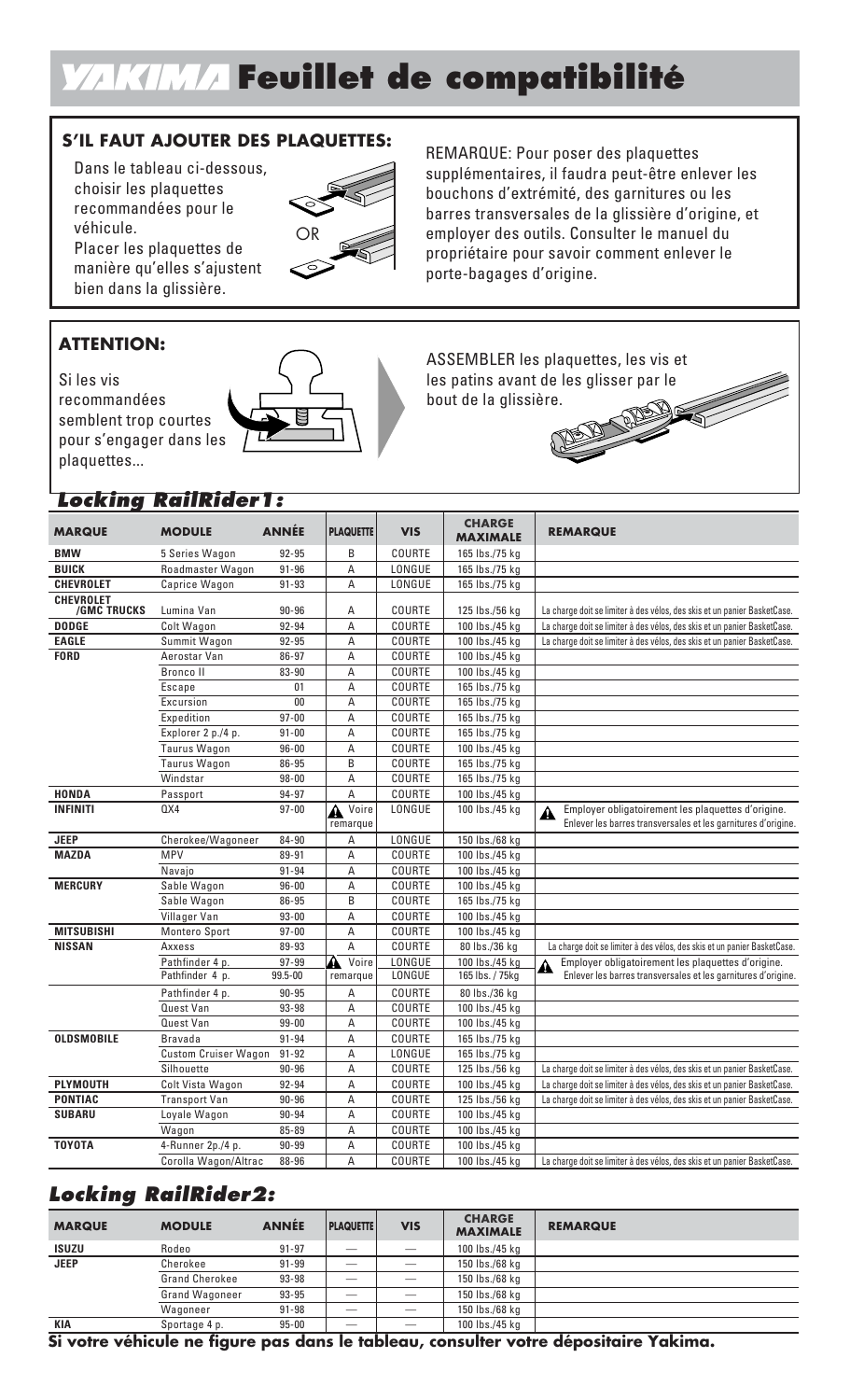# YAKIMA Feuillet de compatibilité

**S'IL FAUT AJOUTER DES PLAQUETTES:**

Dans le tableau ci-dessous, choisir les plaquettes recommandées pour le véhicule.
Placer les plaquettes de manière qu'elles s'ajustent bien dans la glissière.

OR

REMARQUE: Pour poser des plaquettes supplémentaires, il faudra peut-être enlever les bouchons d'extrémité, des garnitures ou les barres transversales de la glissière d'origine, et employer des outils. Consulter le manuel du propriétaire pour savoir comment enlever le porte-bagages d'origine.

**ATTENTION:**

Si les vis recommandées semblent trop courtes pour s'engager dans les plaquettes...

ASSEMBLER les plaquettes, les vis et les patins avant de les glisser par le bout de la glissière.

## *Locking RailRider1:*

| MARQUE | MODULE | ANNÉE | PLAQUETTE | VIS | CHARGE MAXIMALE | REMARQUE |
|---|---|---|---|---|---|---|
| BMW | 5 Series Wagon | 92-95 | B | COURTE | 165 lbs./75 kg | |
| BUICK | Roadmaster Wagon | 91-96 | A | LONGUE | 165 lbs./75 kg | |
| CHEVROLET | Caprice Wagon | 91-93 | A | LONGUE | 165 lbs./75 kg | |
| CHEVROLET /GMC TRUCKS | Lumina Van | 90-96 | A | COURTE | 125 lbs./56 kg | La charge doit se limiter à des vélos, des skis et un panier BasketCase. |
| DODGE | Colt Wagon | 92-94 | A | COURTE | 100 lbs./45 kg | La charge doit se limiter à des vélos, des skis et un panier BasketCase. |
| EAGLE | Summit Wagon | 92-95 | A | COURTE | 100 lbs./45 kg | La charge doit se limiter à des vélos, des skis et un panier BasketCase. |
| FORD | Aerostar Van | 86-97 | A | COURTE | 100 lbs./45 kg | |
| | Bronco II | 83-90 | A | COURTE | 100 lbs./45 kg | |
| | Escape | 01 | A | COURTE | 165 lbs./75 kg | |
| | Excursion | 00 | A | COURTE | 165 lbs./75 kg | |
| | Expedition | 97-00 | A | COURTE | 165 lbs./75 kg | |
| | Explorer 2 p./4 p. | 91-00 | A | COURTE | 165 lbs./75 kg | |
| | Taurus Wagon | 96-00 | A | COURTE | 100 lbs./45 kg | |
| | Taurus Wagon | 86-95 | B | COURTE | 165 lbs./75 kg | |
| | Windstar | 98-00 | A | COURTE | 165 lbs./75 kg | |
| HONDA | Passport | 94-97 | A | COURTE | 100 lbs./45 kg | |
| INFINITI | QX4 | 97-00 | ⚠ Voire remarque | LONGUE | 100 lbs./45 kg | ⚠ Employer obligatoirement les plaquettes d'origine. Enlever les barres transversales et les garnitures d'origine. |
| JEEP | Cherokee/Wagoneer | 84-90 | A | LONGUE | 150 lbs./68 kg | |
| MAZDA | MPV | 89-91 | A | COURTE | 100 lbs./45 kg | |
| | Navajo | 91-94 | A | COURTE | 100 lbs./45 kg | |
| MERCURY | Sable Wagon | 96-00 | A | COURTE | 100 lbs./45 kg | |
| | Sable Wagon | 86-95 | B | COURTE | 165 lbs./75 kg | |
| | Villager Van | 93-00 | A | COURTE | 100 lbs./45 kg | |
| MITSUBISHI | Montero Sport | 97-00 | A | COURTE | 100 lbs./45 kg | |
| NISSAN | Axxess | 89-93 | A | COURTE | 80 lbs./36 kg | La charge doit se limiter à des vélos, des skis et un panier BasketCase. |
| | Pathfinder 4 p. | 97-99 | ⚠ Voire remarque | LONGUE | 100 lbs./45 kg | ⚠ Employer obligatoirement les plaquettes d'origine. Enlever les barres transversales et les garnitures d'origine. |
| | Pathfinder 4 p. | 99.5-00 | | LONGUE | 165 lbs. / 75kg | |
| | Pathfinder 4 p. | 90-95 | A | COURTE | 80 lbs./36 kg | |
| | Quest Van | 93-98 | A | COURTE | 100 lbs./45 kg | |
| | Quest Van | 99-00 | A | COURTE | 100 lbs./45 kg | |
| OLDSMOBILE | Bravada | 91-94 | A | COURTE | 165 lbs./75 kg | |
| | Custom Cruiser Wagon | 91-92 | A | LONGUE | 165 lbs./75 kg | |
| | Silhouette | 90-96 | A | COURTE | 125 lbs./56 kg | La charge doit se limiter à des vélos, des skis et un panier BasketCase. |
| PLYMOUTH | Colt Vista Wagon | 92-94 | A | COURTE | 100 lbs./45 kg | La charge doit se limiter à des vélos, des skis et un panier BasketCase. |
| PONTIAC | Transport Van | 90-96 | A | COURTE | 125 lbs./56 kg | La charge doit se limiter à des vélos, des skis et un panier BasketCase. |
| SUBARU | Loyale Wagon | 90-94 | A | COURTE | 100 lbs./45 kg | |
| | Wagon | 85-89 | A | COURTE | 100 lbs./45 kg | |
| TOYOTA | 4-Runner 2p./4 p. | 90-99 | A | COURTE | 100 lbs./45 kg | |
| | Corolla Wagon/Altrac | 88-96 | A | COURTE | 100 lbs./45 kg | La charge doit se limiter à des vélos, des skis et un panier BasketCase. |

## *Locking RailRider2:*

| MARQUE | MODULE | ANNÉE | PLAQUETTE | VIS | CHARGE MAXIMALE | REMARQUE |
|---|---|---|---|---|---|---|
| ISUZU | Rodeo | 91-97 | — | — | 100 lbs./45 kg | |
| JEEP | Cherokee | 91-99 | — | — | 150 lbs./68 kg | |
| | Grand Cherokee | 93-98 | — | — | 150 lbs./68 kg | |
| | Grand Wagoneer | 93-95 | — | — | 150 lbs./68 kg | |
| | Wagoneer | 91-98 | — | — | 150 lbs./68 kg | |
| KIA | Sportage 4 p. | 95-00 | — | — | 100 lbs./45 kg | |

**Si votre véhicule ne figure pas dans le tableau, consulter votre dépositaire Yakima.**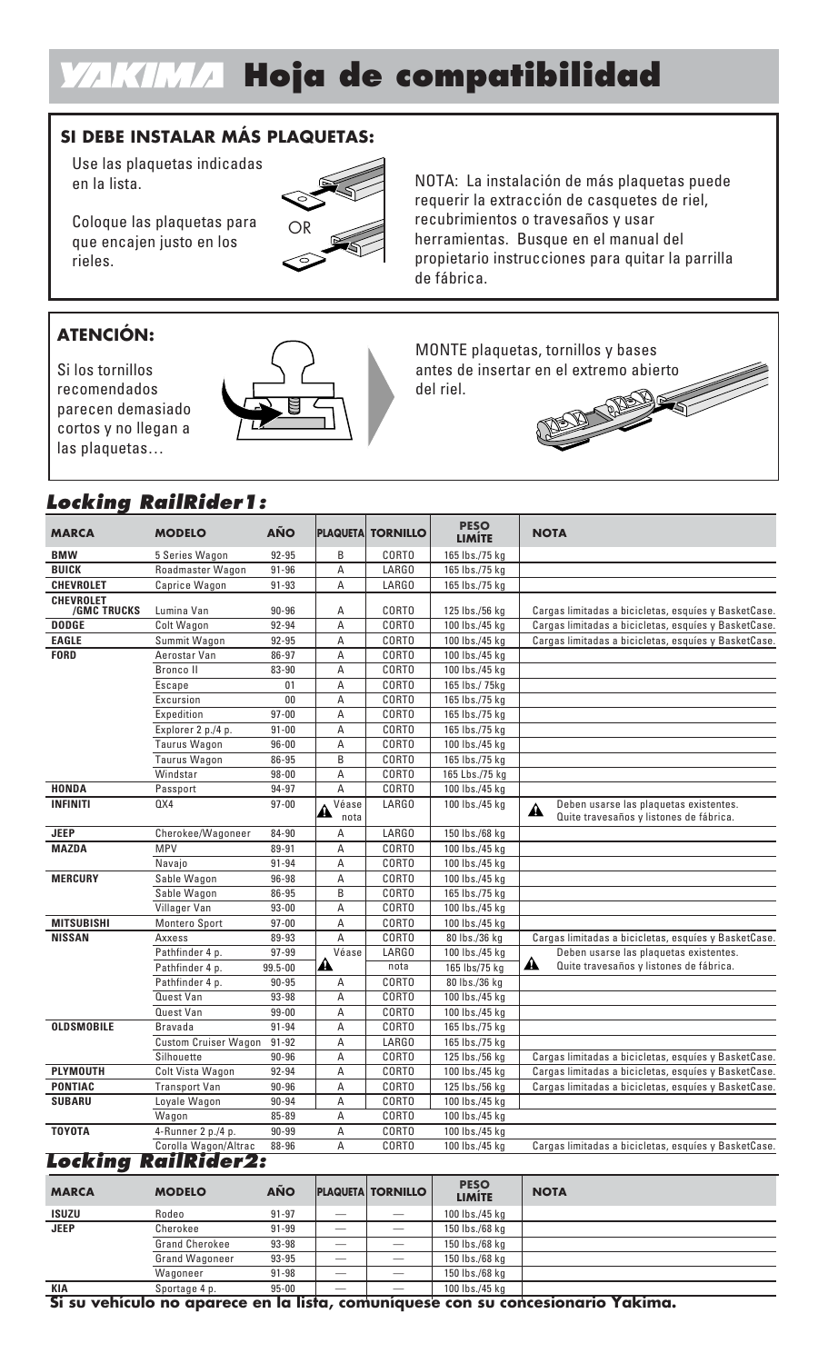# YAKIMA Hoja de compatibilidad

## SI DEBE INSTALAR MÁS PLAQUETAS:

Use las plaquetas indicadas en la lista.

Coloque las plaquetas para que encajen justo en los rieles.

OR

NOTA: La instalación de más plaquetas puede requerir la extracción de casquetes de riel, recubrimientos o travesaños y usar herramientas. Busque en el manual del propietario instrucciones para quitar la parrilla de fábrica.

## ATENCIÓN:

Si los tornillos recomendados parecen demasiado cortos y no llegan a las plaquetas…

MONTE plaquetas, tornillos y bases antes de insertar en el extremo abierto del riel.

## *Locking RailRider1:*

| MARCA | MODELO | AÑO | PLAQUETA | TORNILLO | PESO LIMÍTE | NOTA |
|---|---|---|---|---|---|---|
| **BMW** | 5 Series Wagon | 92-95 | B | CORTO | 165 lbs./75 kg | |
| **BUICK** | Roadmaster Wagon | 91-96 | A | LARGO | 165 lbs./75 kg | |
| **CHEVROLET** | Caprice Wagon | 91-93 | A | LARGO | 165 lbs./75 kg | |
| **CHEVROLET /GMC TRUCKS** | Lumina Van | 90-96 | A | CORTO | 125 lbs./56 kg | Cargas limitadas a bicicletas, esquíes y BasketCase. |
| **DODGE** | Colt Wagon | 92-94 | A | CORTO | 100 lbs./45 kg | Cargas limitadas a bicicletas, esquíes y BasketCase. |
| **EAGLE** | Summit Wagon | 92-95 | A | CORTO | 100 lbs./45 kg | Cargas limitadas a bicicletas, esquíes y BasketCase. |
| **FORD** | Aerostar Van | 86-97 | A | CORTO | 100 lbs./45 kg | |
| | Bronco II | 83-90 | A | CORTO | 100 lbs./45 kg | |
| | Escape | 01 | A | CORTO | 165 lbs./ 75kg | |
| | Excursion | 00 | A | CORTO | 165 lbs./75 kg | |
| | Expedition | 97-00 | A | CORTO | 165 lbs./75 kg | |
| | Explorer 2 p./4 p. | 91-00 | A | CORTO | 165 lbs./75 kg | |
| | Taurus Wagon | 96-00 | A | CORTO | 100 lbs./45 kg | |
| | Taurus Wagon | 86-95 | B | CORTO | 165 lbs./75 kg | |
| | Windstar | 98-00 | A | CORTO | 165 Lbs./75 kg | |
| **HONDA** | Passport | 94-97 | A | CORTO | 100 lbs./45 kg | |
| **INFINITI** | QX4 | 97-00 | ⚠ Véase nota | LARGO | 100 lbs./45 kg | ⚠ Deben usarse las plaquetas existentes. Quite travesaños y listones de fábrica. |
| **JEEP** | Cherokee/Wagoneer | 84-90 | A | LARGO | 150 lbs./68 kg | |
| **MAZDA** | MPV | 89-91 | A | CORTO | 100 lbs./45 kg | |
| | Navajo | 91-94 | A | CORTO | 100 lbs./45 kg | |
| **MERCURY** | Sable Wagon | 96-98 | A | CORTO | 100 lbs./45 kg | |
| | Sable Wagon | 86-95 | B | CORTO | 165 lbs./75 kg | |
| | Villager Van | 93-00 | A | CORTO | 100 lbs./45 kg | |
| **MITSUBISHI** | Montero Sport | 97-00 | A | CORTO | 100 lbs./45 kg | |
| **NISSAN** | Axxess | 89-93 | A | CORTO | 80 lbs./36 kg | Cargas limitadas a bicicletas, esquíes y BasketCase. |
| | Pathfinder 4 p. | 97-99 | Véase | LARGO | 100 lbs./45 kg | Deben usarse las plaquetas existentes. |
| | Pathfinder 4 p. | 99.5-00 | ⚠ | nota | 165 lbs/75 kg | ⚠ Quite travesaños y listones de fábrica. |
| | Pathfinder 4 p. | 90-95 | A | CORTO | 80 lbs./36 kg | |
| | Quest Van | 93-98 | A | CORTO | 100 lbs./45 kg | |
| | Quest Van | 99-00 | A | CORTO | 100 lbs./45 kg | |
| **OLDSMOBILE** | Bravada | 91-94 | A | CORTO | 165 lbs./75 kg | |
| | Custom Cruiser Wagon | 91-92 | A | LARGO | 165 lbs./75 kg | |
| | Silhouette | 90-96 | A | CORTO | 125 lbs./56 kg | Cargas limitadas a bicicletas, esquíes y BasketCase. |
| **PLYMOUTH** | Colt Vista Wagon | 92-94 | A | CORTO | 100 lbs./45 kg | Cargas limitadas a bicicletas, esquíes y BasketCase. |
| **PONTIAC** | Transport Van | 90-96 | A | CORTO | 125 lbs./56 kg | Cargas limitadas a bicicletas, esquíes y BasketCase. |
| **SUBARU** | Loyale Wagon | 90-94 | A | CORTO | 100 lbs./45 kg | |
| | Wagon | 85-89 | A | CORTO | 100 lbs./45 kg | |
| **TOYOTA** | 4-Runner 2 p./4 p. | 90-99 | A | CORTO | 100 lbs./45 kg | |
| | Corolla Wagon/Altrac | 88-96 | A | CORTO | 100 lbs./45 kg | Cargas limitadas a bicicletas, esquíes y BasketCase. |

## *Locking RailRider2:*

| MARCA | MODELO | AÑO | PLAQUETA | TORNILLO | PESO LIMÍTE | NOTA |
|---|---|---|---|---|---|---|
| **ISUZU** | Rodeo | 91-97 | — | — | 100 lbs./45 kg | |
| **JEEP** | Cherokee | 91-99 | — | — | 150 lbs./68 kg | |
| | Grand Cherokee | 93-98 | — | — | 150 lbs./68 kg | |
| | Grand Wagoneer | 93-95 | — | — | 150 lbs./68 kg | |
| | Waganeer | 91-98 | — | — | 150 lbs./68 kg | |
| **KIA** | Sportage 4 p. | 95-00 | — | — | 100 lbs./45 kg | |

**Si su vehículo no aparece en la lista, comuníquese con su concesionario Yakima.**